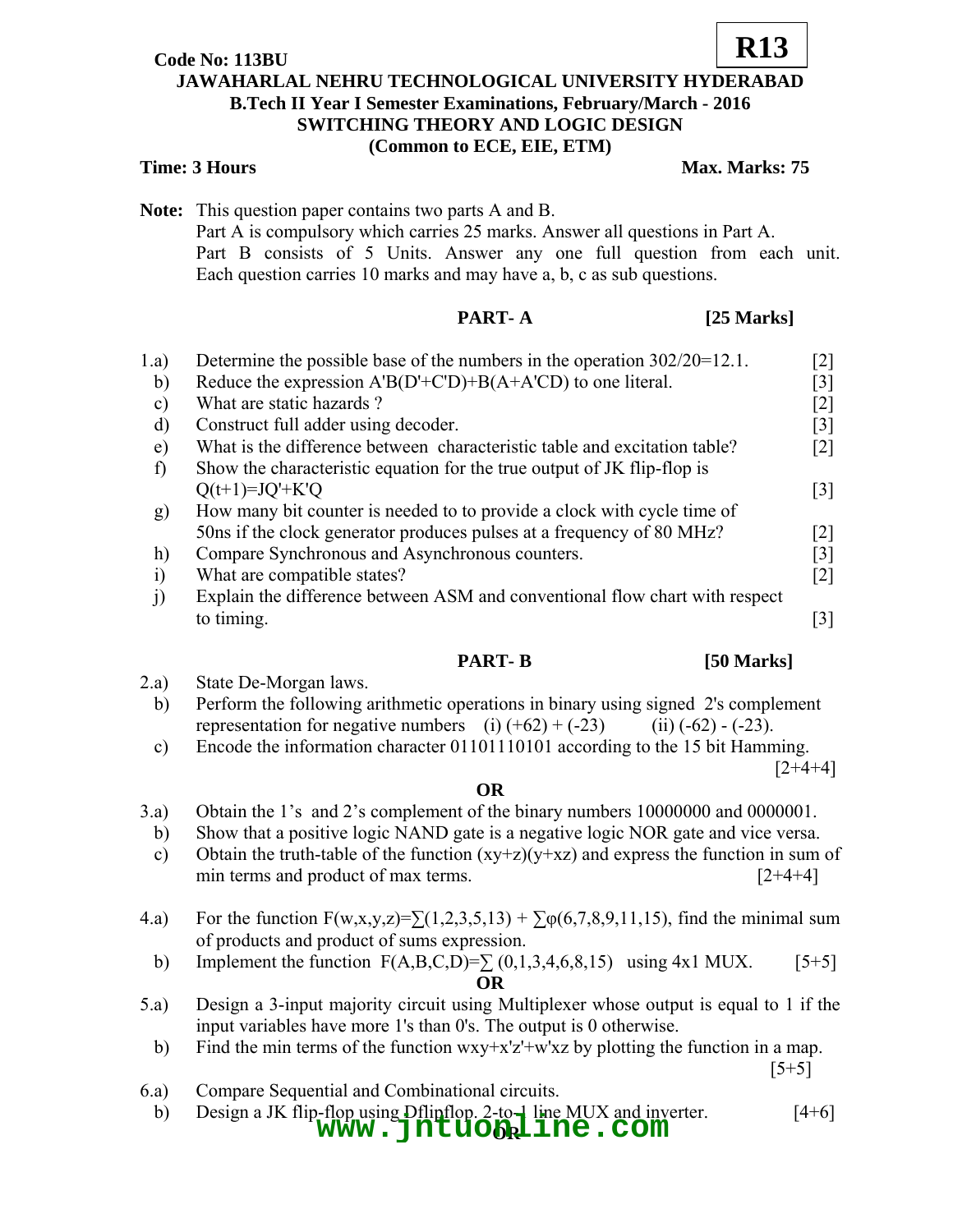**Code No: 113BU** **R13**

# JAWAHARLAL NEHRU TECHNOLOGICAL UNIVERSITY HYDERABAD

## B.Tech II Year I Semester Examinations, February/March - 2016

## SWITCHING THEORY AND LOGIC DESIGN

**(Common to ECE, EIE, ETM)**

**Time: 3 Hours** **Max. Marks: 75**

**Note:** This question paper contains two parts A and B.
Part A is compulsory which carries 25 marks. Answer all questions in Part A.
Part B consists of 5 Units. Answer any one full question from each unit. Each question carries 10 marks and may have a, b, c as sub questions.

### PART- A [25 Marks]

1.a) Determine the possible base of the numbers in the operation 302/20=12.1. [2]

b) Reduce the expression A'B(D'+C'D)+B(A+A'CD) to one literal. [3]

c) What are static hazards ? [2]

d) Construct full adder using decoder. [3]

e) What is the difference between characteristic table and excitation table? [2]

f) Show the characteristic equation for the true output of JK flip-flop is Q(t+1)=JQ'+K'Q [3]

g) How many bit counter is needed to to provide a clock with cycle time of 50ns if the clock generator produces pulses at a frequency of 80 MHz? [2]

h) Compare Synchronous and Asynchronous counters. [3]

i) What are compatible states? [2]

j) Explain the difference between ASM and conventional flow chart with respect to timing. [3]

### PART- B [50 Marks]

2.a) State De-Morgan laws.

b) Perform the following arithmetic operations in binary using signed 2's complement representation for negative numbers (i) (+62) + (-23) (ii) (-62) - (-23).

c) Encode the information character 01101110101 according to the 15 bit Hamming. [2+4+4]

**OR**

3.a) Obtain the 1's and 2's complement of the binary numbers 10000000 and 0000001.

b) Show that a positive logic NAND gate is a negative logic NOR gate and vice versa.

c) Obtain the truth-table of the function (xy+z)(y+xz) and express the function in sum of min terms and product of max terms. [2+4+4]

4.a) For the function $F(w,x,y,z)=\sum(1,2,3,5,13) + \sum\varphi(6,7,8,9,11,15)$, find the minimal sum of products and product of sums expression.

b) Implement the function $F(A,B,C,D)=\sum (0,1,3,4,6,8,15)$ using 4x1 MUX. [5+5]

**OR**

5.a) Design a 3-input majority circuit using Multiplexer whose output is equal to 1 if the input variables have more 1's than 0's. The output is 0 otherwise.

b) Find the min terms of the function wxy+x'z'+w'xz by plotting the function in a map. [5+5]

6.a) Compare Sequential and Combinational circuits.

b) Design a JK flip-flop using Dflipflop. 2-to-1 line MUX and inverter. [4+6]

**OR**